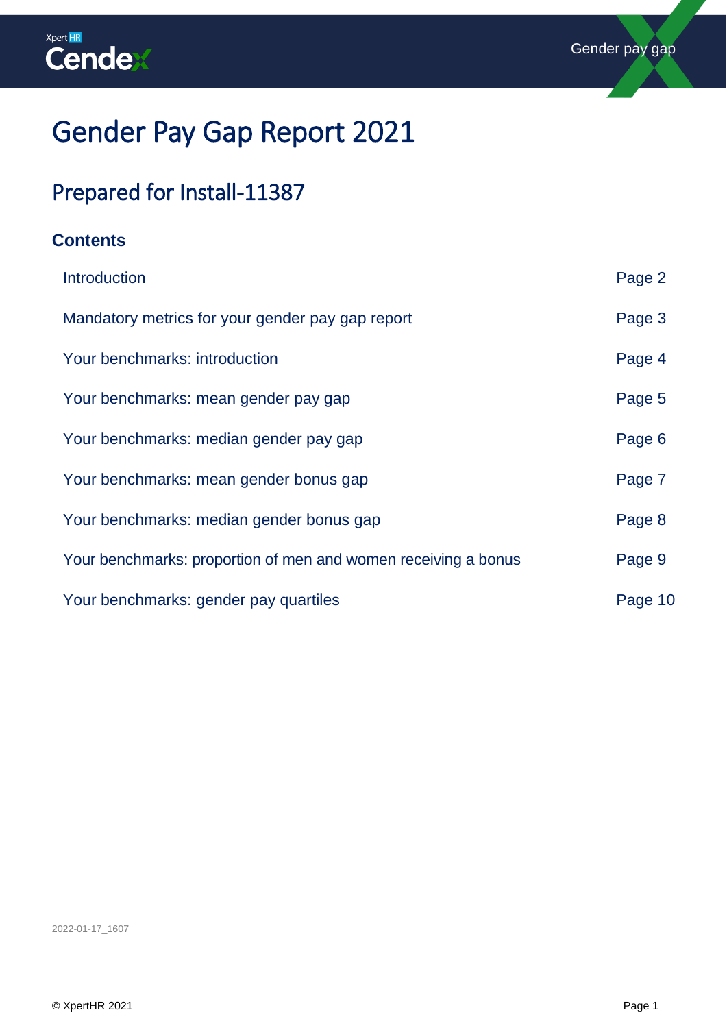# Gender Pay Gap Report 2021

## Prepared for Install-11387

### Contents

| | |
|---|---|
| Introduction | Page 2 |
| Mandatory metrics for your gender pay gap report | Page 3 |
| Your benchmarks: introduction | Page 4 |
| Your benchmarks: mean gender pay gap | Page 5 |
| Your benchmarks: median gender pay gap | Page 6 |
| Your benchmarks: mean gender bonus gap | Page 7 |
| Your benchmarks: median gender bonus gap | Page 8 |
| Your benchmarks: proportion of men and women receiving a bonus | Page 9 |
| Your benchmarks: gender pay quartiles | Page 10 |

2022-01-17_1607

© XpertHR 2021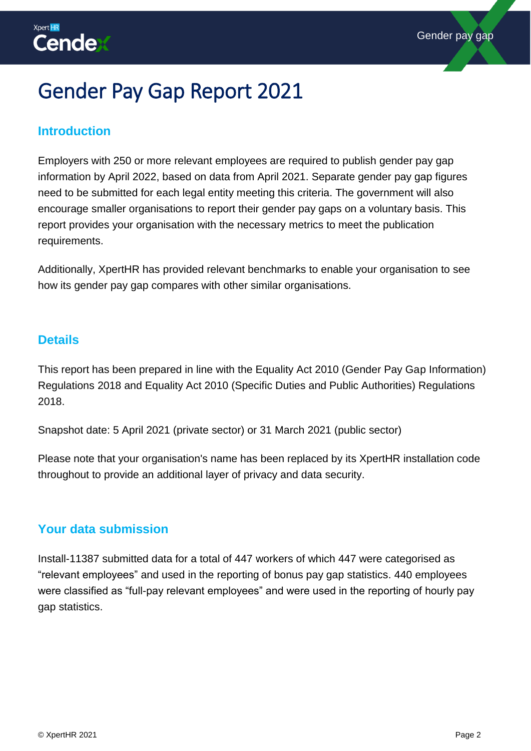# Gender Pay Gap Report 2021

## Introduction

Employers with 250 or more relevant employees are required to publish gender pay gap information by April 2022, based on data from April 2021. Separate gender pay gap figures need to be submitted for each legal entity meeting this criteria. The government will also encourage smaller organisations to report their gender pay gaps on a voluntary basis. This report provides your organisation with the necessary metrics to meet the publication requirements.

Additionally, XpertHR has provided relevant benchmarks to enable your organisation to see how its gender pay gap compares with other similar organisations.

## Details

This report has been prepared in line with the Equality Act 2010 (Gender Pay Gap Information) Regulations 2018 and Equality Act 2010 (Specific Duties and Public Authorities) Regulations 2018.

Snapshot date: 5 April 2021 (private sector) or 31 March 2021 (public sector)

Please note that your organisation's name has been replaced by its XpertHR installation code throughout to provide an additional layer of privacy and data security.

## Your data submission

Install-11387 submitted data for a total of 447 workers of which 447 were categorised as “relevant employees” and used in the reporting of bonus pay gap statistics. 440 employees were classified as “full-pay relevant employees” and were used in the reporting of hourly pay gap statistics.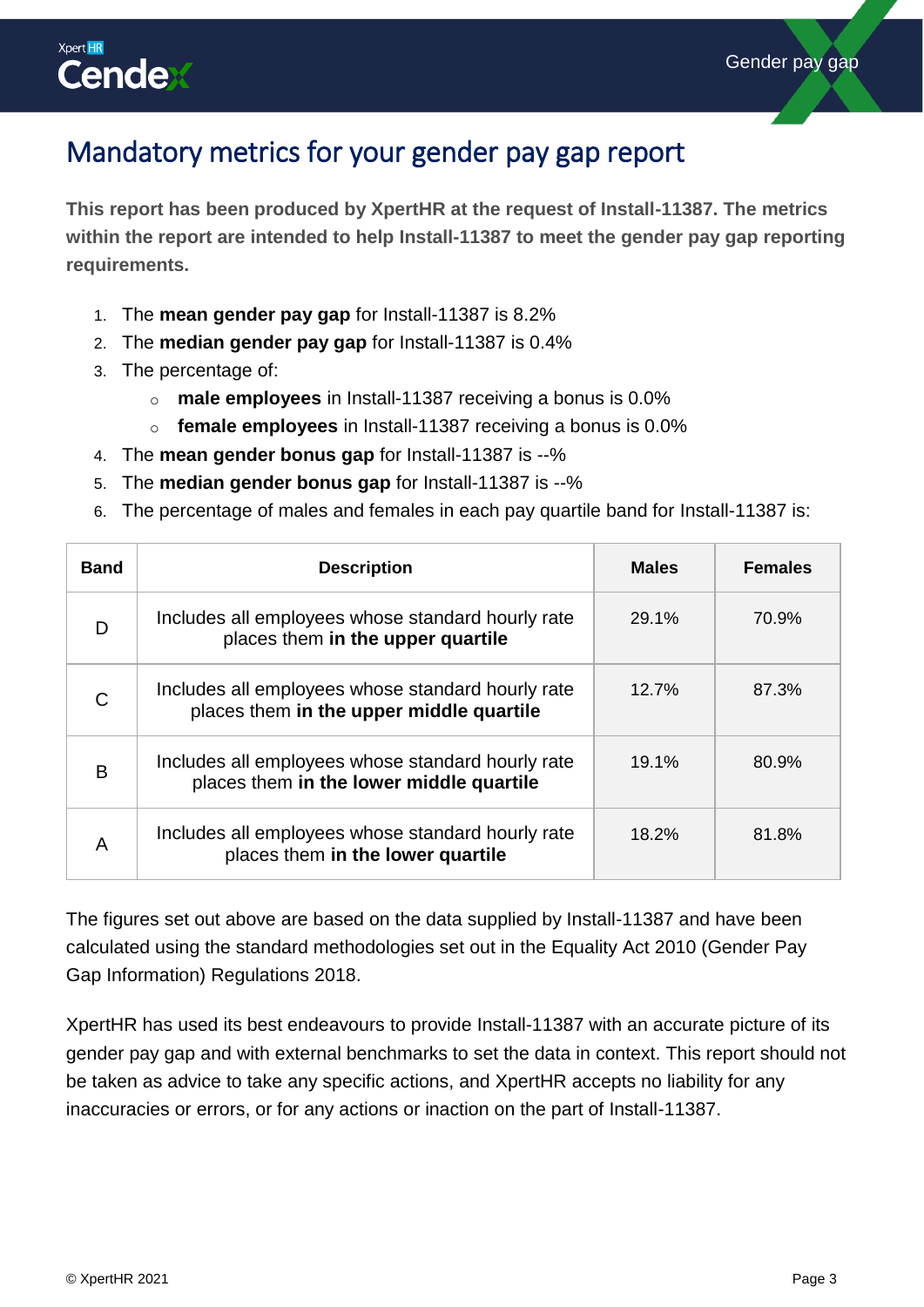# Mandatory metrics for your gender pay gap report

**This report has been produced by XpertHR at the request of Install-11387. The metrics within the report are intended to help Install-11387 to meet the gender pay gap reporting requirements.**

1. The **mean gender pay gap** for Install-11387 is 8.2%
2. The **median gender pay gap** for Install-11387 is 0.4%
3. The percentage of:
   - **male employees** in Install-11387 receiving a bonus is 0.0%
   - **female employees** in Install-11387 receiving a bonus is 0.0%
4. The **mean gender bonus gap** for Install-11387 is --%
5. The **median gender bonus gap** for Install-11387 is --%
6. The percentage of males and females in each pay quartile band for Install-11387 is:

| Band | Description | Males | Females |
|---|---|---|---|
| D | Includes all employees whose standard hourly rate places them **in the upper quartile** | 29.1% | 70.9% |
| C | Includes all employees whose standard hourly rate places them **in the upper middle quartile** | 12.7% | 87.3% |
| B | Includes all employees whose standard hourly rate places them **in the lower middle quartile** | 19.1% | 80.9% |
| A | Includes all employees whose standard hourly rate places them **in the lower quartile** | 18.2% | 81.8% |

The figures set out above are based on the data supplied by Install-11387 and have been calculated using the standard methodologies set out in the Equality Act 2010 (Gender Pay Gap Information) Regulations 2018.

XpertHR has used its best endeavours to provide Install-11387 with an accurate picture of its gender pay gap and with external benchmarks to set the data in context. This report should not be taken as advice to take any specific actions, and XpertHR accepts no liability for any inaccuracies or errors, or for any actions or inaction on the part of Install-11387.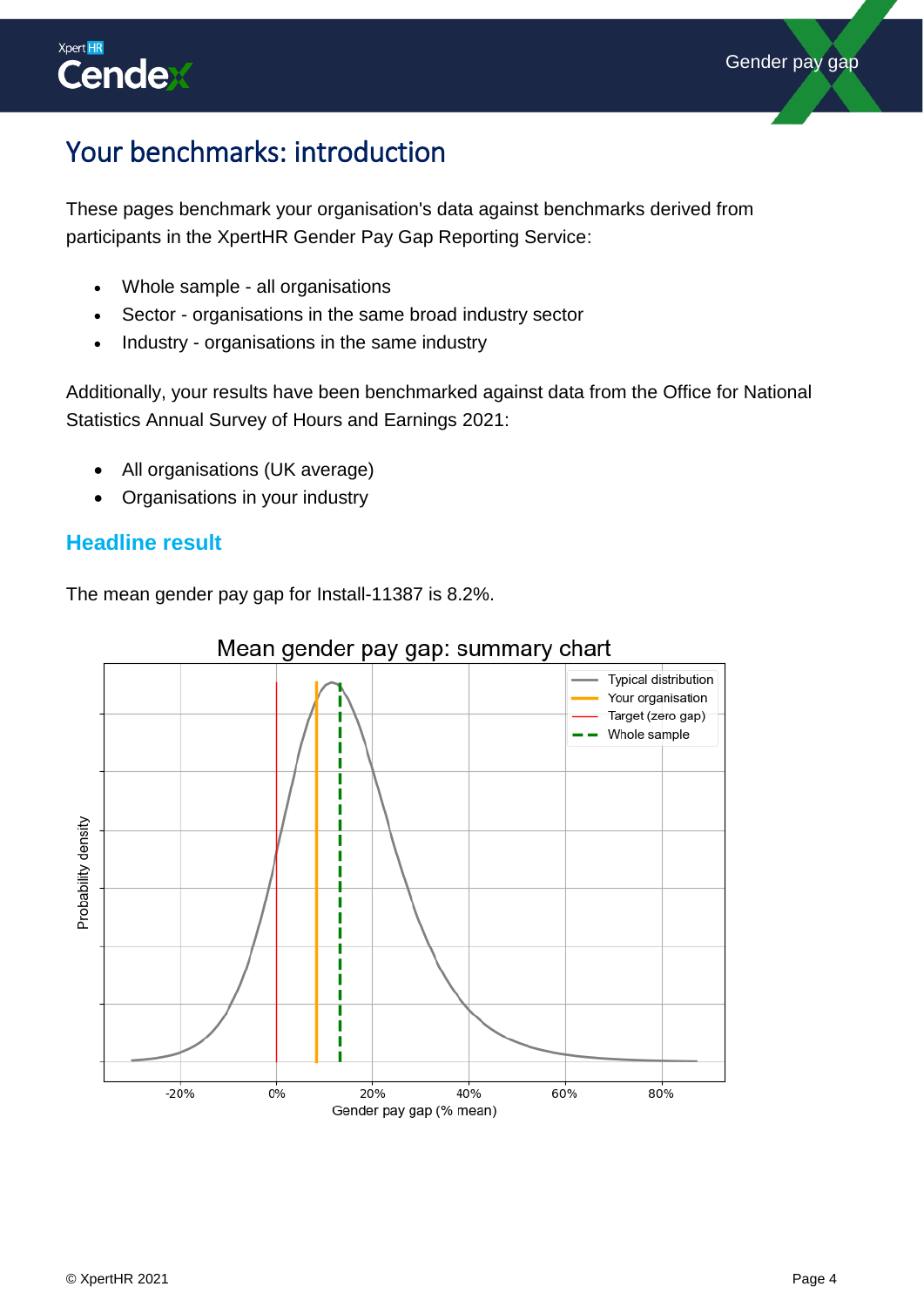# Your benchmarks: introduction

These pages benchmark your organisation's data against benchmarks derived from participants in the XpertHR Gender Pay Gap Reporting Service:

- Whole sample - all organisations
- Sector - organisations in the same broad industry sector
- Industry - organisations in the same industry

Additionally, your results have been benchmarked against data from the Office for National Statistics Annual Survey of Hours and Earnings 2021:

- All organisations (UK average)
- Organisations in your industry

## Headline result

The mean gender pay gap for Install-11387 is 8.2%.

Mean gender pay gap: summary chart

Typical distribution
Your organisation
Target (zero gap)
Whole sample

Probability density

-20% 0% 20% 40% 60% 80%

Gender pay gap (% mean)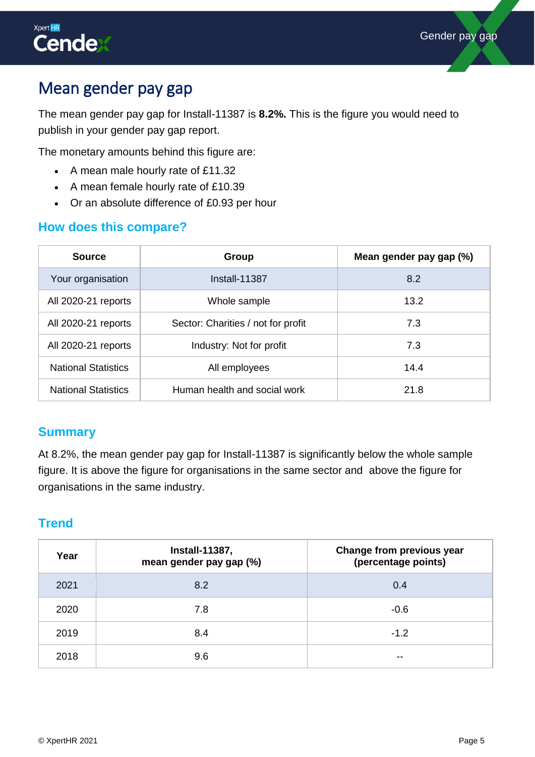# Mean gender pay gap

The mean gender pay gap for Install-11387 is **8.2%.** This is the figure you would need to publish in your gender pay gap report.

The monetary amounts behind this figure are:

- A mean male hourly rate of £11.32
- A mean female hourly rate of £10.39
- Or an absolute difference of £0.93 per hour

## How does this compare?

| Source | Group | Mean gender pay gap (%) |
|---|---|---|
| Your organisation | Install-11387 | 8.2 |
| All 2020-21 reports | Whole sample | 13.2 |
| All 2020-21 reports | Sector: Charities / not for profit | 7.3 |
| All 2020-21 reports | Industry: Not for profit | 7.3 |
| National Statistics | All employees | 14.4 |
| National Statistics | Human health and social work | 21.8 |

## Summary

At 8.2%, the mean gender pay gap for Install-11387 is significantly below the whole sample figure. It is above the figure for organisations in the same sector and above the figure for organisations in the same industry.

## Trend

| Year | Install-11387, mean gender pay gap (%) | Change from previous year (percentage points) |
|---|---|---|
| 2021 | 8.2 | 0.4 |
| 2020 | 7.8 | -0.6 |
| 2019 | 8.4 | -1.2 |
| 2018 | 9.6 | -- |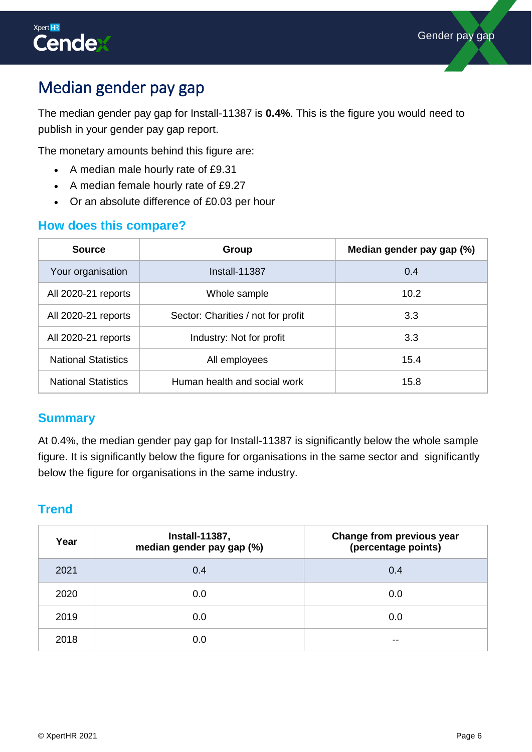# Median gender pay gap

The median gender pay gap for Install-11387 is **0.4%**. This is the figure you would need to publish in your gender pay gap report.

The monetary amounts behind this figure are:

- A median male hourly rate of £9.31
- A median female hourly rate of £9.27
- Or an absolute difference of £0.03 per hour

## How does this compare?

| Source | Group | Median gender pay gap (%) |
|---|---|---|
| Your organisation | Install-11387 | 0.4 |
| All 2020-21 reports | Whole sample | 10.2 |
| All 2020-21 reports | Sector: Charities / not for profit | 3.3 |
| All 2020-21 reports | Industry: Not for profit | 3.3 |
| National Statistics | All employees | 15.4 |
| National Statistics | Human health and social work | 15.8 |

## Summary

At 0.4%, the median gender pay gap for Install-11387 is significantly below the whole sample figure. It is significantly below the figure for organisations in the same sector and significantly below the figure for organisations in the same industry.

## Trend

| Year | Install-11387, median gender pay gap (%) | Change from previous year (percentage points) |
|---|---|---|
| 2021 | 0.4 | 0.4 |
| 2020 | 0.0 | 0.0 |
| 2019 | 0.0 | 0.0 |
| 2018 | 0.0 | -- |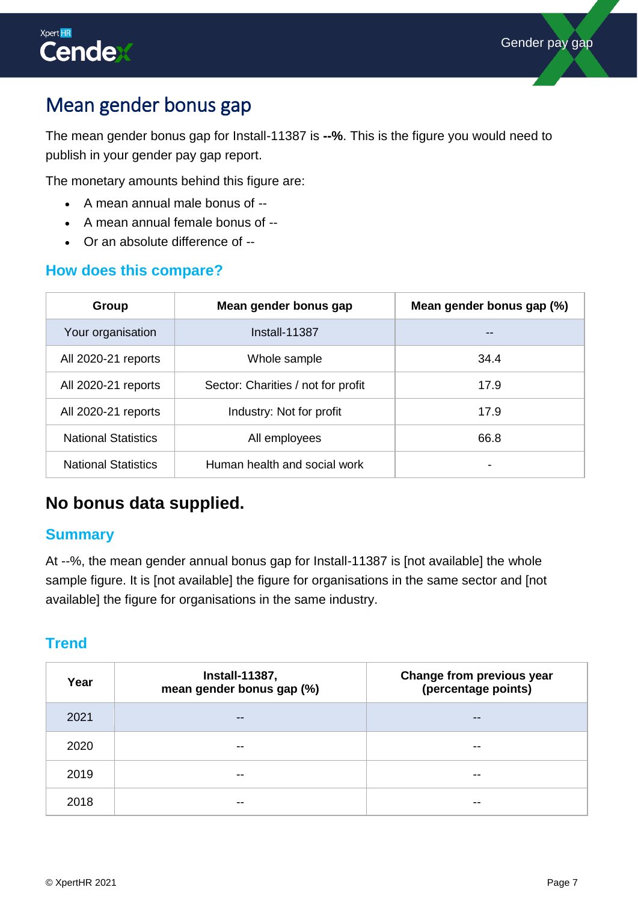# Mean gender bonus gap

The mean gender bonus gap for Install-11387 is **--%**. This is the figure you would need to publish in your gender pay gap report.

The monetary amounts behind this figure are:

- A mean annual male bonus of --
- A mean annual female bonus of --
- Or an absolute difference of --

## How does this compare?

| Group | Mean gender bonus gap | Mean gender bonus gap (%) |
| --- | --- | --- |
| Your organisation | Install-11387 | -- |
| All 2020-21 reports | Whole sample | 34.4 |
| All 2020-21 reports | Sector: Charities / not for profit | 17.9 |
| All 2020-21 reports | Industry: Not for profit | 17.9 |
| National Statistics | All employees | 66.8 |
| National Statistics | Human health and social work | - |

# No bonus data supplied.

## Summary

At --%, the mean gender annual bonus gap for Install-11387 is [not available] the whole sample figure. It is [not available] the figure for organisations in the same sector and [not available] the figure for organisations in the same industry.

## Trend

| Year | Install-11387, mean gender bonus gap (%) | Change from previous year (percentage points) |
| --- | --- | --- |
| 2021 | -- | -- |
| 2020 | -- | -- |
| 2019 | -- | -- |
| 2018 | -- | -- |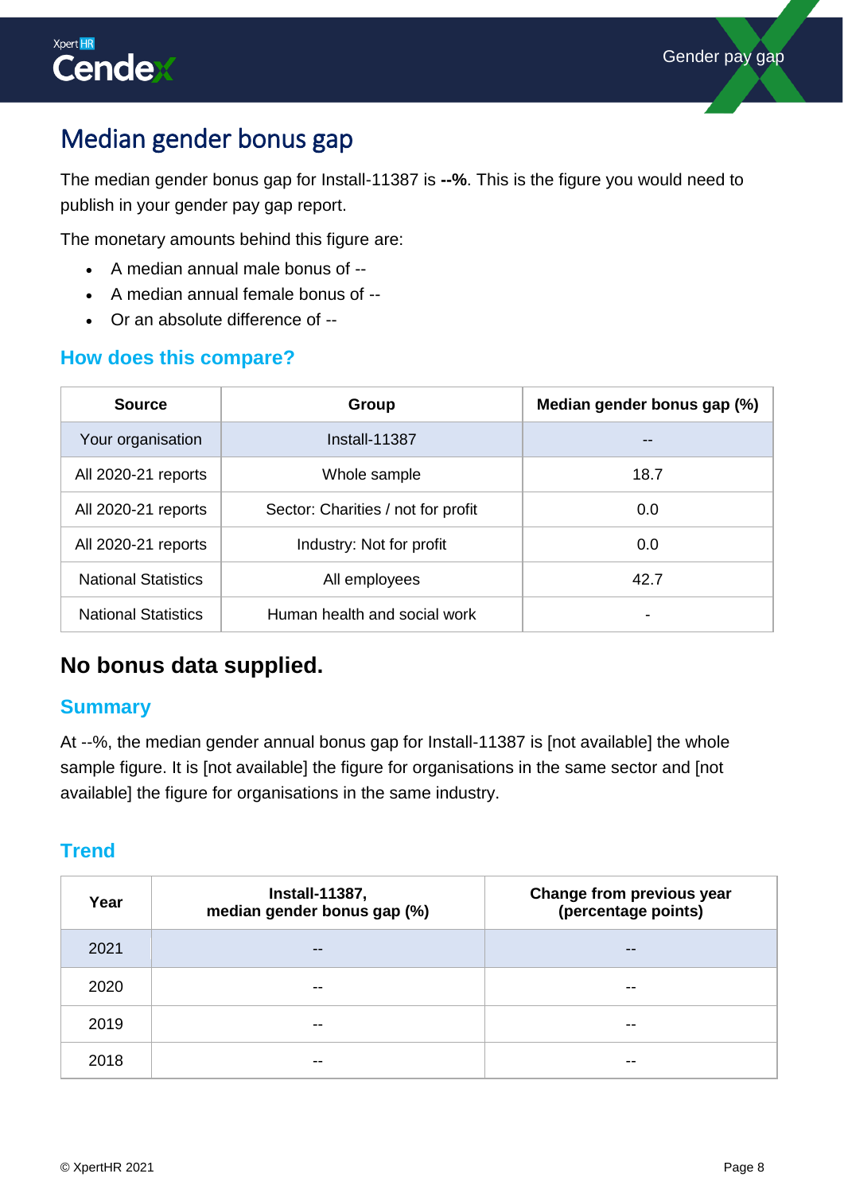# Median gender bonus gap

The median gender bonus gap for Install-11387 is **--%**. This is the figure you would need to publish in your gender pay gap report.

The monetary amounts behind this figure are:

- A median annual male bonus of --
- A median annual female bonus of --
- Or an absolute difference of --

## How does this compare?

| Source | Group | Median gender bonus gap (%) |
|---|---|---|
| Your organisation | Install-11387 | -- |
| All 2020-21 reports | Whole sample | 18.7 |
| All 2020-21 reports | Sector: Charities / not for profit | 0.0 |
| All 2020-21 reports | Industry: Not for profit | 0.0 |
| National Statistics | All employees | 42.7 |
| National Statistics | Human health and social work | - |

## No bonus data supplied.

## Summary

At --%, the median gender annual bonus gap for Install-11387 is [not available] the whole sample figure. It is [not available] the figure for organisations in the same sector and [not available] the figure for organisations in the same industry.

## Trend

| Year | Install-11387, median gender bonus gap (%) | Change from previous year (percentage points) |
|---|---|---|
| 2021 | -- | -- |
| 2020 | -- | -- |
| 2019 | -- | -- |
| 2018 | -- | -- |

© XpertHR 2021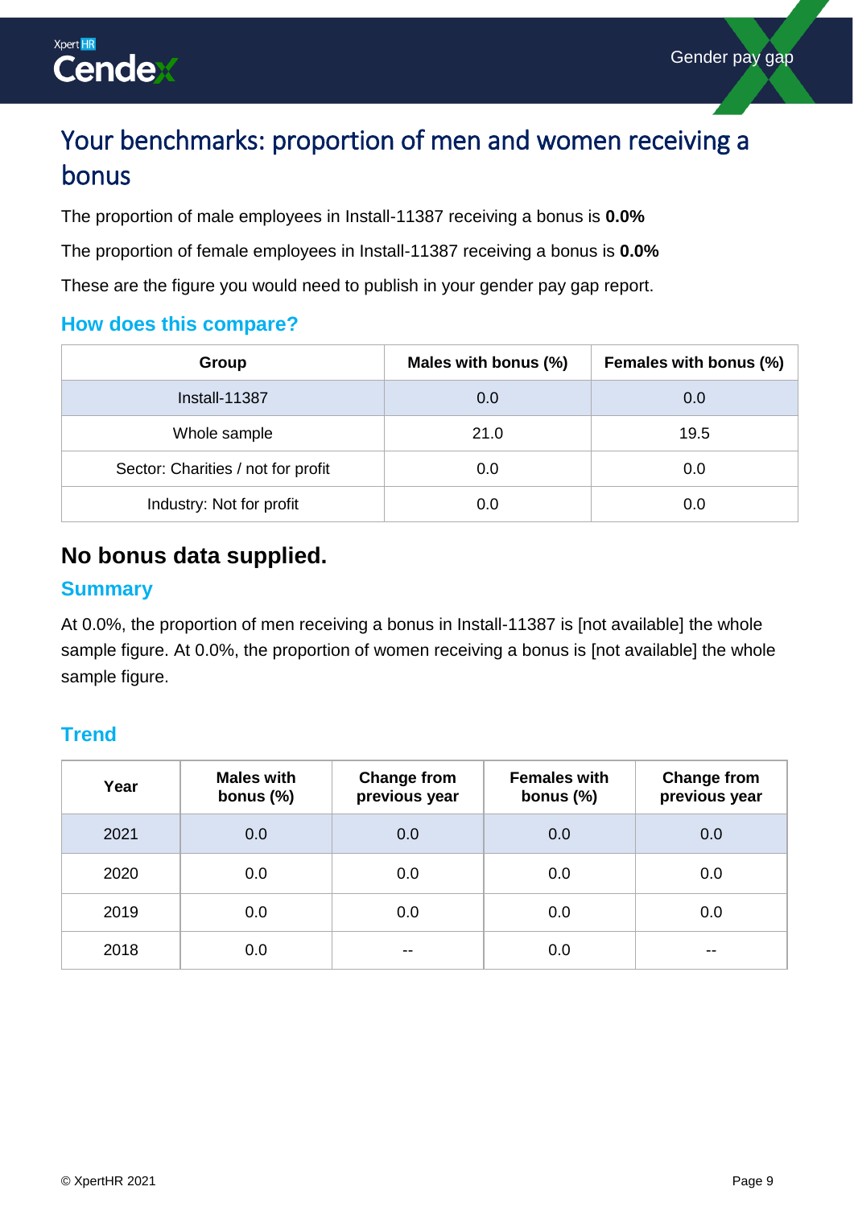# Your benchmarks: proportion of men and women receiving a bonus

The proportion of male employees in Install-11387 receiving a bonus is **0.0%**

The proportion of female employees in Install-11387 receiving a bonus is **0.0%**

These are the figure you would need to publish in your gender pay gap report.

### How does this compare?

| Group | Males with bonus (%) | Females with bonus (%) |
|---|---|---|
| Install-11387 | 0.0 | 0.0 |
| Whole sample | 21.0 | 19.5 |
| Sector: Charities / not for profit | 0.0 | 0.0 |
| Industry: Not for profit | 0.0 | 0.0 |

## No bonus data supplied.

### Summary

At 0.0%, the proportion of men receiving a bonus in Install-11387 is [not available] the whole sample figure. At 0.0%, the proportion of women receiving a bonus is [not available] the whole sample figure.

### Trend

| Year | Males with bonus (%) | Change from previous year | Females with bonus (%) | Change from previous year |
|---|---|---|---|---|
| 2021 | 0.0 | 0.0 | 0.0 | 0.0 |
| 2020 | 0.0 | 0.0 | 0.0 | 0.0 |
| 2019 | 0.0 | 0.0 | 0.0 | 0.0 |
| 2018 | 0.0 | -- | 0.0 | -- |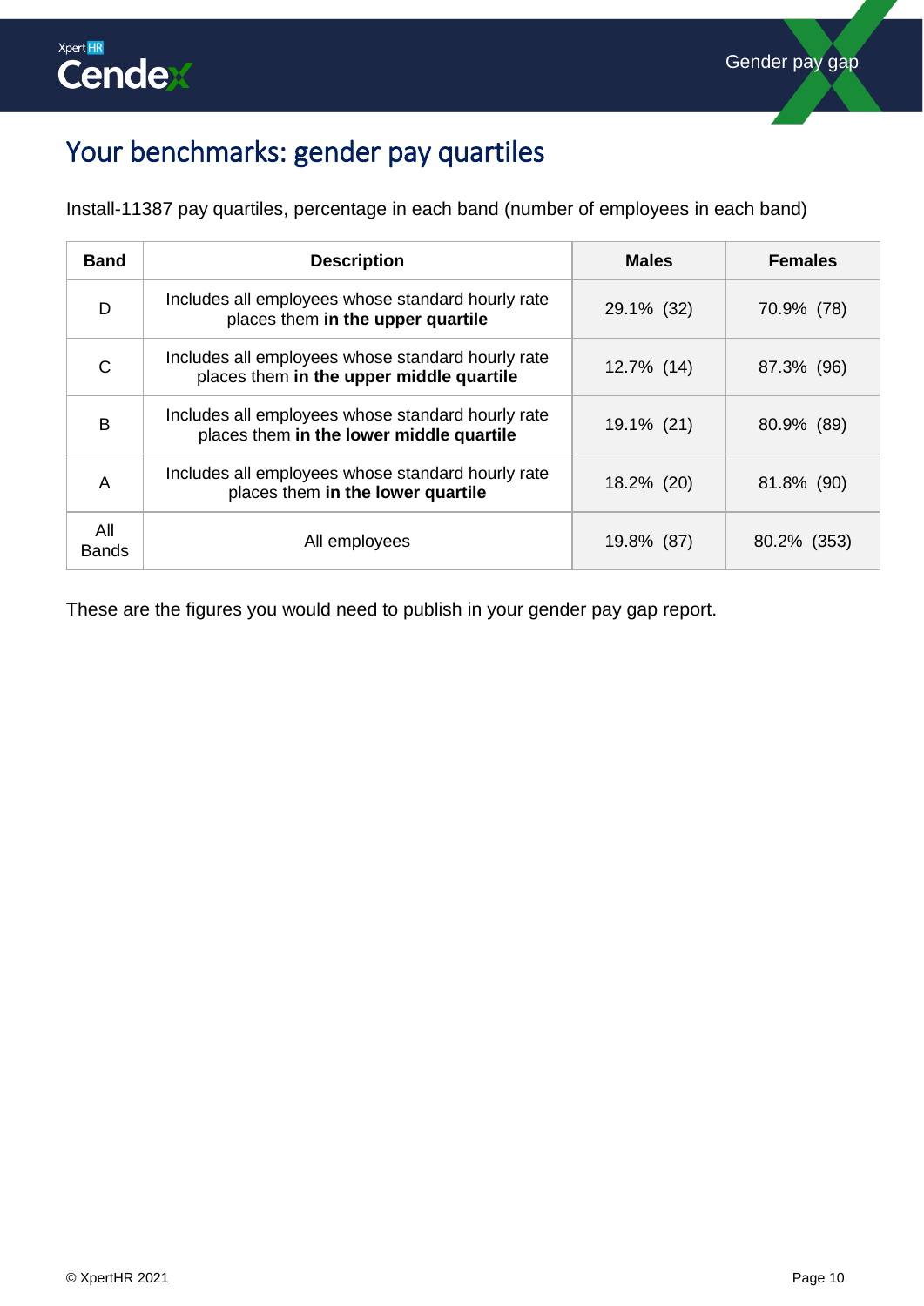# Your benchmarks: gender pay quartiles

Install-11387 pay quartiles, percentage in each band (number of employees in each band)

| Band | Description | Males | Females |
|---|---|---|---|
| D | Includes all employees whose standard hourly rate places them **in the upper quartile** | 29.1% (32) | 70.9% (78) |
| C | Includes all employees whose standard hourly rate places them **in the upper middle quartile** | 12.7% (14) | 87.3% (96) |
| B | Includes all employees whose standard hourly rate places them **in the lower middle quartile** | 19.1% (21) | 80.9% (89) |
| A | Includes all employees whose standard hourly rate places them **in the lower quartile** | 18.2% (20) | 81.8% (90) |
| All Bands | All employees | 19.8% (87) | 80.2% (353) |

These are the figures you would need to publish in your gender pay gap report.

© XpertHR 2021